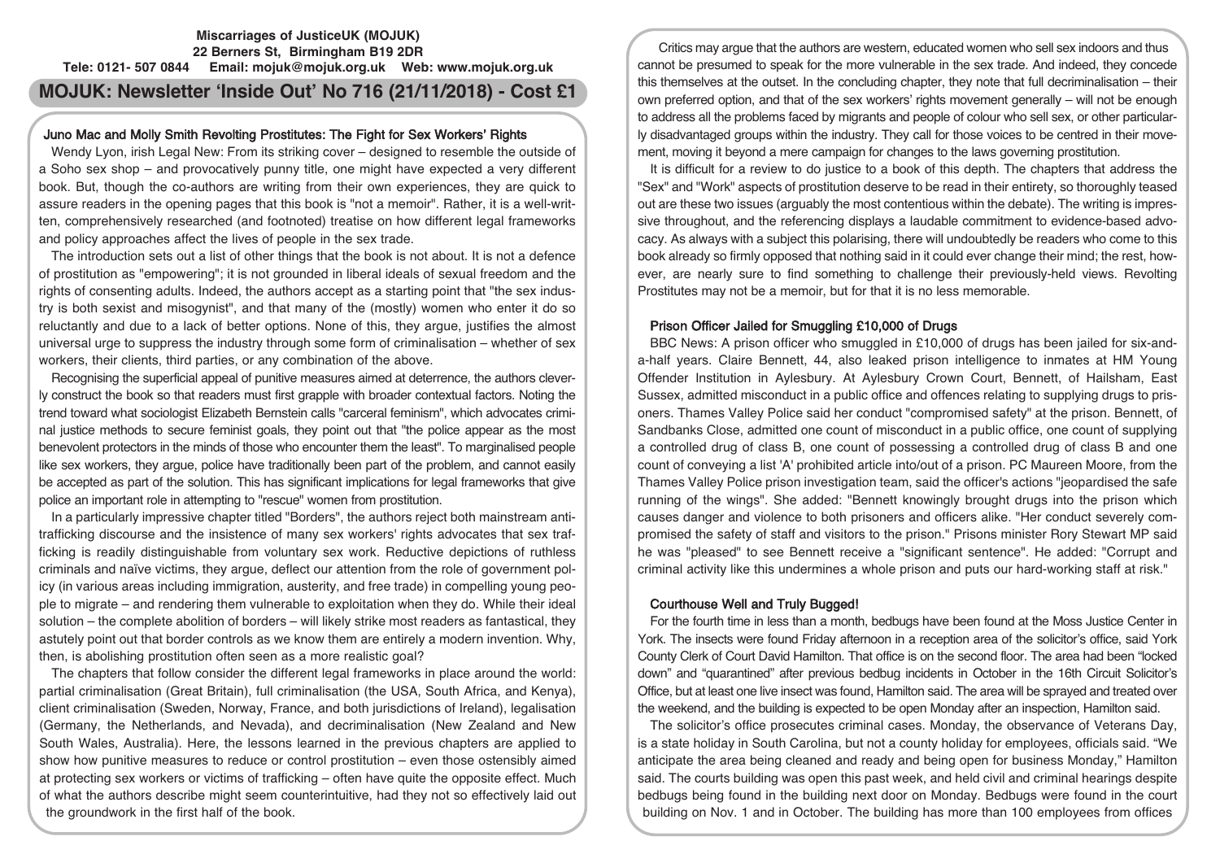**Miscarriages of JusticeUK (MOJUK)**
**22 Berners St, Birmingham B19 2DR**
**Tele: 0121- 507 0844 Email: mojuk@mojuk.org.uk Web: www.mojuk.org.uk**

# MOJUK: Newsletter 'Inside Out' No 716 (21/11/2018) - Cost £1

## Juno Mac and Molly Smith Revolting Prostitutes: The Fight for Sex Workers' Rights

Wendy Lyon, irish Legal New: From its striking cover – designed to resemble the outside of a Soho sex shop – and provocatively punny title, one might have expected a very different book. But, though the co-authors are writing from their own experiences, they are quick to assure readers in the opening pages that this book is "not a memoir". Rather, it is a well-written, comprehensively researched (and footnoted) treatise on how different legal frameworks and policy approaches affect the lives of people in the sex trade.

The introduction sets out a list of other things that the book is not about. It is not a defence of prostitution as "empowering"; it is not grounded in liberal ideals of sexual freedom and the rights of consenting adults. Indeed, the authors accept as a starting point that "the sex industry is both sexist and misogynist", and that many of the (mostly) women who enter it do so reluctantly and due to a lack of better options. None of this, they argue, justifies the almost universal urge to suppress the industry through some form of criminalisation – whether of sex workers, their clients, third parties, or any combination of the above.

Recognising the superficial appeal of punitive measures aimed at deterrence, the authors cleverly construct the book so that readers must first grapple with broader contextual factors. Noting the trend toward what sociologist Elizabeth Bernstein calls "carceral feminism", which advocates criminal justice methods to secure feminist goals, they point out that "the police appear as the most benevolent protectors in the minds of those who encounter them the least". To marginalised people like sex workers, they argue, police have traditionally been part of the problem, and cannot easily be accepted as part of the solution. This has significant implications for legal frameworks that give police an important role in attempting to "rescue" women from prostitution.

In a particularly impressive chapter titled "Borders", the authors reject both mainstream anti-trafficking discourse and the insistence of many sex workers' rights advocates that sex trafficking is readily distinguishable from voluntary sex work. Reductive depictions of ruthless criminals and naïve victims, they argue, deflect our attention from the role of government policy (in various areas including immigration, austerity, and free trade) in compelling young people to migrate – and rendering them vulnerable to exploitation when they do. While their ideal solution – the complete abolition of borders – will likely strike most readers as fantastical, they astutely point out that border controls as we know them are entirely a modern invention. Why, then, is abolishing prostitution often seen as a more realistic goal?

The chapters that follow consider the different legal frameworks in place around the world: partial criminalisation (Great Britain), full criminalisation (the USA, South Africa, and Kenya), client criminalisation (Sweden, Norway, France, and both jurisdictions of Ireland), legalisation (Germany, the Netherlands, and Nevada), and decriminalisation (New Zealand and New South Wales, Australia). Here, the lessons learned in the previous chapters are applied to show how punitive measures to reduce or control prostitution – even those ostensibly aimed at protecting sex workers or victims of trafficking – often have quite the opposite effect. Much of what the authors describe might seem counterintuitive, had they not so effectively laid out the groundwork in the first half of the book.

Critics may argue that the authors are western, educated women who sell sex indoors and thus cannot be presumed to speak for the more vulnerable in the sex trade. And indeed, they concede this themselves at the outset. In the concluding chapter, they note that full decriminalisation – their own preferred option, and that of the sex workers' rights movement generally – will not be enough to address all the problems faced by migrants and people of colour who sell sex, or other particularly disadvantaged groups within the industry. They call for those voices to be centred in their movement, moving it beyond a mere campaign for changes to the laws governing prostitution.

It is difficult for a review to do justice to a book of this depth. The chapters that address the "Sex" and "Work" aspects of prostitution deserve to be read in their entirety, so thoroughly teased out are these two issues (arguably the most contentious within the debate). The writing is impressive throughout, and the referencing displays a laudable commitment to evidence-based advocacy. As always with a subject this polarising, there will undoubtedly be readers who come to this book already so firmly opposed that nothing said in it could ever change their mind; the rest, however, are nearly sure to find something to challenge their previously-held views. Revolting Prostitutes may not be a memoir, but for that it is no less memorable.

## Prison Officer Jailed for Smuggling £10,000 of Drugs

BBC News: A prison officer who smuggled in £10,000 of drugs has been jailed for six-and-a-half years. Claire Bennett, 44, also leaked prison intelligence to inmates at HM Young Offender Institution in Aylesbury. At Aylesbury Crown Court, Bennett, of Hailsham, East Sussex, admitted misconduct in a public office and offences relating to supplying drugs to prisoners. Thames Valley Police said her conduct "compromised safety" at the prison. Bennett, of Sandbanks Close, admitted one count of misconduct in a public office, one count of supplying a controlled drug of class B, one count of possessing a controlled drug of class B and one count of conveying a list 'A' prohibited article into/out of a prison. PC Maureen Moore, from the Thames Valley Police prison investigation team, said the officer's actions "jeopardised the safe running of the wings". She added: "Bennett knowingly brought drugs into the prison which causes danger and violence to both prisoners and officers alike. "Her conduct severely compromised the safety of staff and visitors to the prison." Prisons minister Rory Stewart MP said he was "pleased" to see Bennett receive a "significant sentence". He added: "Corrupt and criminal activity like this undermines a whole prison and puts our hard-working staff at risk."

## Courthouse Well and Truly Bugged!

For the fourth time in less than a month, bedbugs have been found at the Moss Justice Center in York. The insects were found Friday afternoon in a reception area of the solicitor's office, said York County Clerk of Court David Hamilton. That office is on the second floor. The area had been "locked down" and "quarantined" after previous bedbug incidents in October in the 16th Circuit Solicitor's Office, but at least one live insect was found, Hamilton said. The area will be sprayed and treated over the weekend, and the building is expected to be open Monday after an inspection, Hamilton said.

The solicitor's office prosecutes criminal cases. Monday, the observance of Veterans Day, is a state holiday in South Carolina, but not a county holiday for employees, officials said. "We anticipate the area being cleaned and ready and being open for business Monday," Hamilton said. The courts building was open this past week, and held civil and criminal hearings despite bedbugs being found in the building next door on Monday. Bedbugs were found in the court building on Nov. 1 and in October. The building has more than 100 employees from offices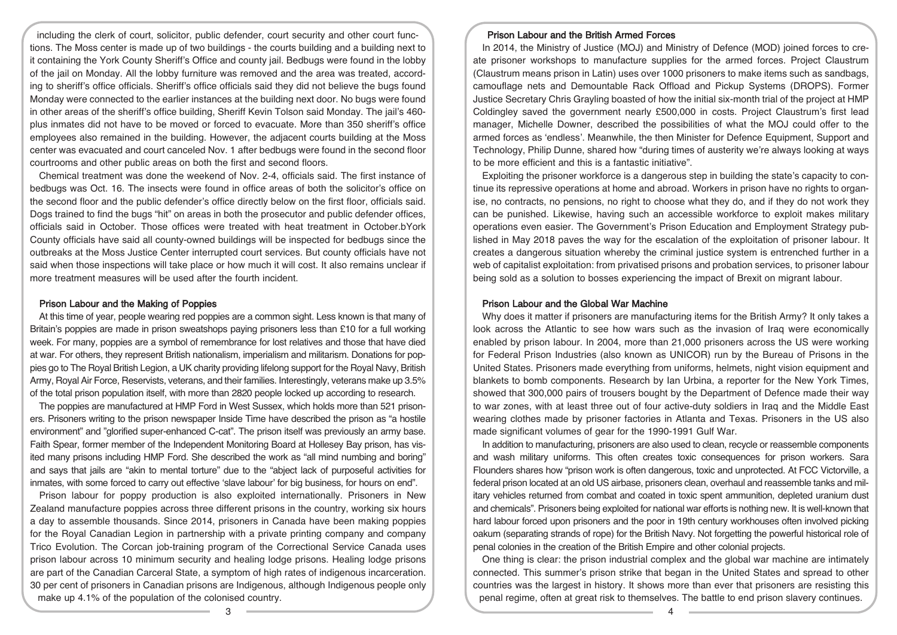including the clerk of court, solicitor, public defender, court security and other court functions. The Moss center is made up of two buildings - the courts building and a building next to it containing the York County Sheriff's Office and county jail. Bedbugs were found in the lobby of the jail on Monday. All the lobby furniture was removed and the area was treated, according to sheriff's office officials. Sheriff's office officials said they did not believe the bugs found Monday were connected to the earlier instances at the building next door. No bugs were found in other areas of the sheriff's office building, Sheriff Kevin Tolson said Monday. The jail's 460-plus inmates did not have to be moved or forced to evacuate. More than 350 sheriff's office employees also remained in the building. However, the adjacent courts building at the Moss center was evacuated and court canceled Nov. 1 after bedbugs were found in the second floor courtrooms and other public areas on both the first and second floors.

Chemical treatment was done the weekend of Nov. 2-4, officials said. The first instance of bedbugs was Oct. 16. The insects were found in office areas of both the solicitor's office on the second floor and the public defender's office directly below on the first floor, officials said. Dogs trained to find the bugs "hit" on areas in both the prosecutor and public defender offices, officials said in October. Those offices were treated with heat treatment in October.bYork County officials have said all county-owned buildings will be inspected for bedbugs since the outbreaks at the Moss Justice Center interrupted court services. But county officials have not said when those inspections will take place or how much it will cost. It also remains unclear if more treatment measures will be used after the fourth incident.

### Prison Labour and the Making of Poppies

At this time of year, people wearing red poppies are a common sight. Less known is that many of Britain's poppies are made in prison sweatshops paying prisoners less than £10 for a full working week. For many, poppies are a symbol of remembrance for lost relatives and those that have died at war. For others, they represent British nationalism, imperialism and militarism. Donations for poppies go to The Royal British Legion, a UK charity providing lifelong support for the Royal Navy, British Army, Royal Air Force, Reservists, veterans, and their families. Interestingly, veterans make up 3.5% of the total prison population itself, with more than 2820 people locked up according to research.

The poppies are manufactured at HMP Ford in West Sussex, which holds more than 521 prisoners. Prisoners writing to the prison newspaper Inside Time have described the prison as "a hostile environment" and "glorified super-enhanced C-cat". The prison itself was previously an army base. Faith Spear, former member of the Independent Monitoring Board at Hollesey Bay prison, has visited many prisons including HMP Ford. She described the work as "all mind numbing and boring" and says that jails are "akin to mental torture" due to the "abject lack of purposeful activities for inmates, with some forced to carry out effective 'slave labour' for big business, for hours on end".

Prison labour for poppy production is also exploited internationally. Prisoners in New Zealand manufacture poppies across three different prisons in the country, working six hours a day to assemble thousands. Since 2014, prisoners in Canada have been making poppies for the Royal Canadian Legion in partnership with a private printing company and company Trico Evolution. The Corcan job-training program of the Correctional Service Canada uses prison labour across 10 minimum security and healing lodge prisons. Healing lodge prisons are part of the Canadian Carceral State, a symptom of high rates of indigenous incarceration. 30 per cent of prisoners in Canadian prisons are Indigenous, although Indigenous people only make up 4.1% of the population of the colonised country.

### Prison Labour and the British Armed Forces

In 2014, the Ministry of Justice (MOJ) and Ministry of Defence (MOD) joined forces to create prisoner workshops to manufacture supplies for the armed forces. Project Claustrum (Claustrum means prison in Latin) uses over 1000 prisoners to make items such as sandbags, camouflage nets and Demountable Rack Offload and Pickup Systems (DROPS). Former Justice Secretary Chris Grayling boasted of how the initial six-month trial of the project at HMP Coldingley saved the government nearly £500,000 in costs. Project Claustrum's first lead manager, Michelle Downer, described the possibilities of what the MOJ could offer to the armed forces as 'endless'. Meanwhile, the then Minister for Defence Equipment, Support and Technology, Philip Dunne, shared how "during times of austerity we're always looking at ways to be more efficient and this is a fantastic initiative".

Exploiting the prisoner workforce is a dangerous step in building the state's capacity to continue its repressive operations at home and abroad. Workers in prison have no rights to organise, no contracts, no pensions, no right to choose what they do, and if they do not work they can be punished. Likewise, having such an accessible workforce to exploit makes military operations even easier. The Government's Prison Education and Employment Strategy published in May 2018 paves the way for the escalation of the exploitation of prisoner labour. It creates a dangerous situation whereby the criminal justice system is entrenched further in a web of capitalist exploitation: from privatised prisons and probation services, to prisoner labour being sold as a solution to bosses experiencing the impact of Brexit on migrant labour.

### Prison Labour and the Global War Machine

Why does it matter if prisoners are manufacturing items for the British Army? It only takes a look across the Atlantic to see how wars such as the invasion of Iraq were economically enabled by prison labour. In 2004, more than 21,000 prisoners across the US were working for Federal Prison Industries (also known as UNICOR) run by the Bureau of Prisons in the United States. Prisoners made everything from uniforms, helmets, night vision equipment and blankets to bomb components. Research by Ian Urbina, a reporter for the New York Times, showed that 300,000 pairs of trousers bought by the Department of Defence made their way to war zones, with at least three out of four active-duty soldiers in Iraq and the Middle East wearing clothes made by prisoner factories in Atlanta and Texas. Prisoners in the US also made significant volumes of gear for the 1990-1991 Gulf War.

In addition to manufacturing, prisoners are also used to clean, recycle or reassemble components and wash military uniforms. This often creates toxic consequences for prison workers. Sara Flounders shares how "prison work is often dangerous, toxic and unprotected. At FCC Victorville, a federal prison located at an old US airbase, prisoners clean, overhaul and reassemble tanks and military vehicles returned from combat and coated in toxic spent ammunition, depleted uranium dust and chemicals". Prisoners being exploited for national war efforts is nothing new. It is well-known that hard labour forced upon prisoners and the poor in 19th century workhouses often involved picking oakum (separating strands of rope) for the British Navy. Not forgetting the powerful historical role of penal colonies in the creation of the British Empire and other colonial projects.

One thing is clear: the prison industrial complex and the global war machine are intimately connected. This summer's prison strike that began in the United States and spread to other countries was the largest in history. It shows more than ever that prisoners are resisting this penal regime, often at great risk to themselves. The battle to end prison slavery continues.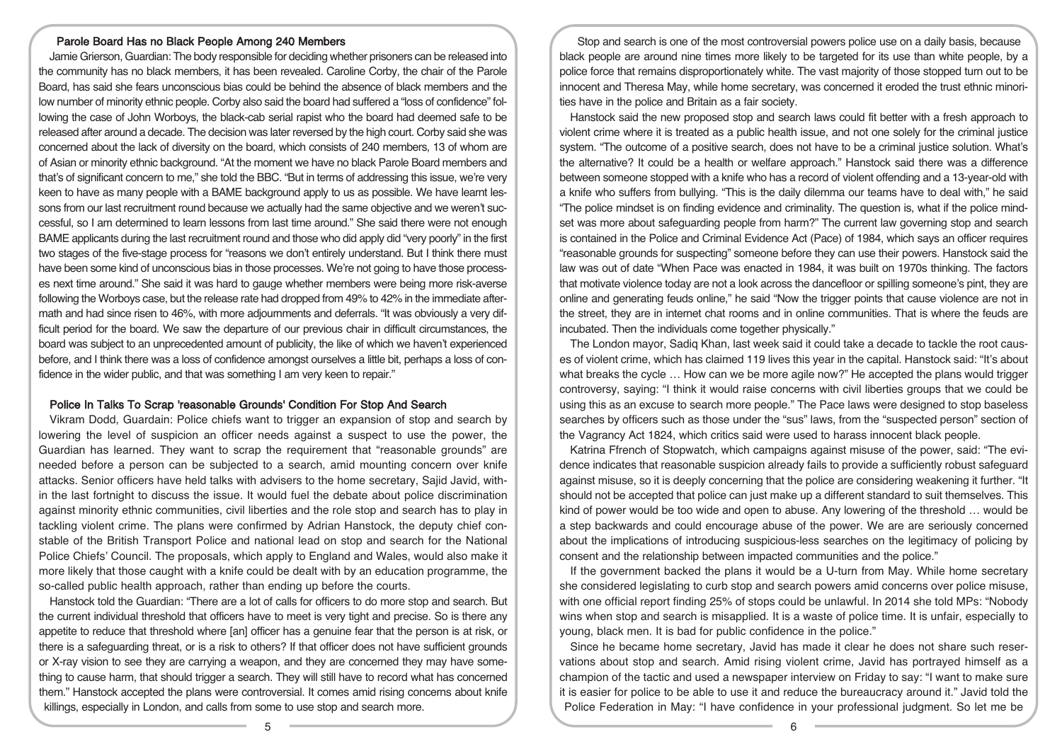## Parole Board Has no Black People Among 240 Members

Jamie Grierson, Guardian: The body responsible for deciding whether prisoners can be released into the community has no black members, it has been revealed. Caroline Corby, the chair of the Parole Board, has said she fears unconscious bias could be behind the absence of black members and the low number of minority ethnic people. Corby also said the board had suffered a "loss of confidence" following the case of John Worboys, the black-cab serial rapist who the board had deemed safe to be released after around a decade. The decision was later reversed by the high court. Corby said she was concerned about the lack of diversity on the board, which consists of 240 members, 13 of whom are of Asian or minority ethnic background. "At the moment we have no black Parole Board members and that's of significant concern to me," she told the BBC. "But in terms of addressing this issue, we're very keen to have as many people with a BAME background apply to us as possible. We have learnt lessons from our last recruitment round because we actually had the same objective and we weren't successful, so I am determined to learn lessons from last time around." She said there were not enough BAME applicants during the last recruitment round and those who did apply did "very poorly" in the first two stages of the five-stage process for "reasons we don't entirely understand. But I think there must have been some kind of unconscious bias in those processes. We're not going to have those processes next time around." She said it was hard to gauge whether members were being more risk-averse following the Worboys case, but the release rate had dropped from 49% to 42% in the immediate aftermath and had since risen to 46%, with more adjournments and deferrals. "It was obviously a very difficult period for the board. We saw the departure of our previous chair in difficult circumstances, the board was subject to an unprecedented amount of publicity, the like of which we haven't experienced before, and I think there was a loss of confidence amongst ourselves a little bit, perhaps a loss of confidence in the wider public, and that was something I am very keen to repair."

## Police In Talks To Scrap 'reasonable Grounds' Condition For Stop And Search

Vikram Dodd, Guardian: Police chiefs want to trigger an expansion of stop and search by lowering the level of suspicion an officer needs against a suspect to use the power, the Guardian has learned. They want to scrap the requirement that "reasonable grounds" are needed before a person can be subjected to a search, amid mounting concern over knife attacks. Senior officers have held talks with advisers to the home secretary, Sajid Javid, within the last fortnight to discuss the issue. It would fuel the debate about police discrimination against minority ethnic communities, civil liberties and the role stop and search has to play in tackling violent crime. The plans were confirmed by Adrian Hanstock, the deputy chief constable of the British Transport Police and national lead on stop and search for the National Police Chiefs' Council. The proposals, which apply to England and Wales, would also make it more likely that those caught with a knife could be dealt with by an education programme, the so-called public health approach, rather than ending up before the courts.

Hanstock told the Guardian: "There are a lot of calls for officers to do more stop and search. But the current individual threshold that officers have to meet is very tight and precise. So is there any appetite to reduce that threshold where [an] officer has a genuine fear that the person is at risk, or there is a safeguarding threat, or is a risk to others? If that officer does not have sufficient grounds or X-ray vision to see they are carrying a weapon, and they are concerned they may have something to cause harm, that should trigger a search. They will still have to record what has concerned them." Hanstock accepted the plans were controversial. It comes amid rising concerns about knife killings, especially in London, and calls from some to use stop and search more.

Stop and search is one of the most controversial powers police use on a daily basis, because black people are around nine times more likely to be targeted for its use than white people, by a police force that remains disproportionately white. The vast majority of those stopped turn out to be innocent and Theresa May, while home secretary, was concerned it eroded the trust ethnic minorities have in the police and Britain as a fair society.

Hanstock said the new proposed stop and search laws could fit better with a fresh approach to violent crime where it is treated as a public health issue, and not one solely for the criminal justice system. "The outcome of a positive search, does not have to be a criminal justice solution. What's the alternative? It could be a health or welfare approach." Hanstock said there was a difference between someone stopped with a knife who has a record of violent offending and a 13-year-old with a knife who suffers from bullying. "This is the daily dilemma our teams have to deal with," he said "The police mindset is on finding evidence and criminality. The question is, what if the police mindset was more about safeguarding people from harm?" The current law governing stop and search is contained in the Police and Criminal Evidence Act (Pace) of 1984, which says an officer requires "reasonable grounds for suspecting" someone before they can use their powers. Hanstock said the law was out of date "When Pace was enacted in 1984, it was built on 1970s thinking. The factors that motivate violence today are not a look across the dancefloor or spilling someone's pint, they are online and generating feuds online," he said "Now the trigger points that cause violence are not in the street, they are in internet chat rooms and in online communities. That is where the feuds are incubated. Then the individuals come together physically."

The London mayor, Sadiq Khan, last week said it could take a decade to tackle the root causes of violent crime, which has claimed 119 lives this year in the capital. Hanstock said: "It's about what breaks the cycle … How can we be more agile now?" He accepted the plans would trigger controversy, saying: "I think it would raise concerns with civil liberties groups that we could be using this as an excuse to search more people." The Pace laws were designed to stop baseless searches by officers such as those under the "sus" laws, from the "suspected person" section of the Vagrancy Act 1824, which critics said were used to harass innocent black people.

Katrina Ffrench of Stopwatch, which campaigns against misuse of the power, said: "The evidence indicates that reasonable suspicion already fails to provide a sufficiently robust safeguard against misuse, so it is deeply concerning that the police are considering weakening it further. "It should not be accepted that police can just make up a different standard to suit themselves. This kind of power would be too wide and open to abuse. Any lowering of the threshold … would be a step backwards and could encourage abuse of the power. We are are seriously concerned about the implications of introducing suspicious-less searches on the legitimacy of policing by consent and the relationship between impacted communities and the police."

If the government backed the plans it would be a U-turn from May. While home secretary she considered legislating to curb stop and search powers amid concerns over police misuse, with one official report finding 25% of stops could be unlawful. In 2014 she told MPs: "Nobody wins when stop and search is misapplied. It is a waste of police time. It is unfair, especially to young, black men. It is bad for public confidence in the police."

Since he became home secretary, Javid has made it clear he does not share such reservations about stop and search. Amid rising violent crime, Javid has portrayed himself as a champion of the tactic and used a newspaper interview on Friday to say: "I want to make sure it is easier for police to be able to use it and reduce the bureaucracy around it." Javid told the Police Federation in May: "I have confidence in your professional judgment. So let me be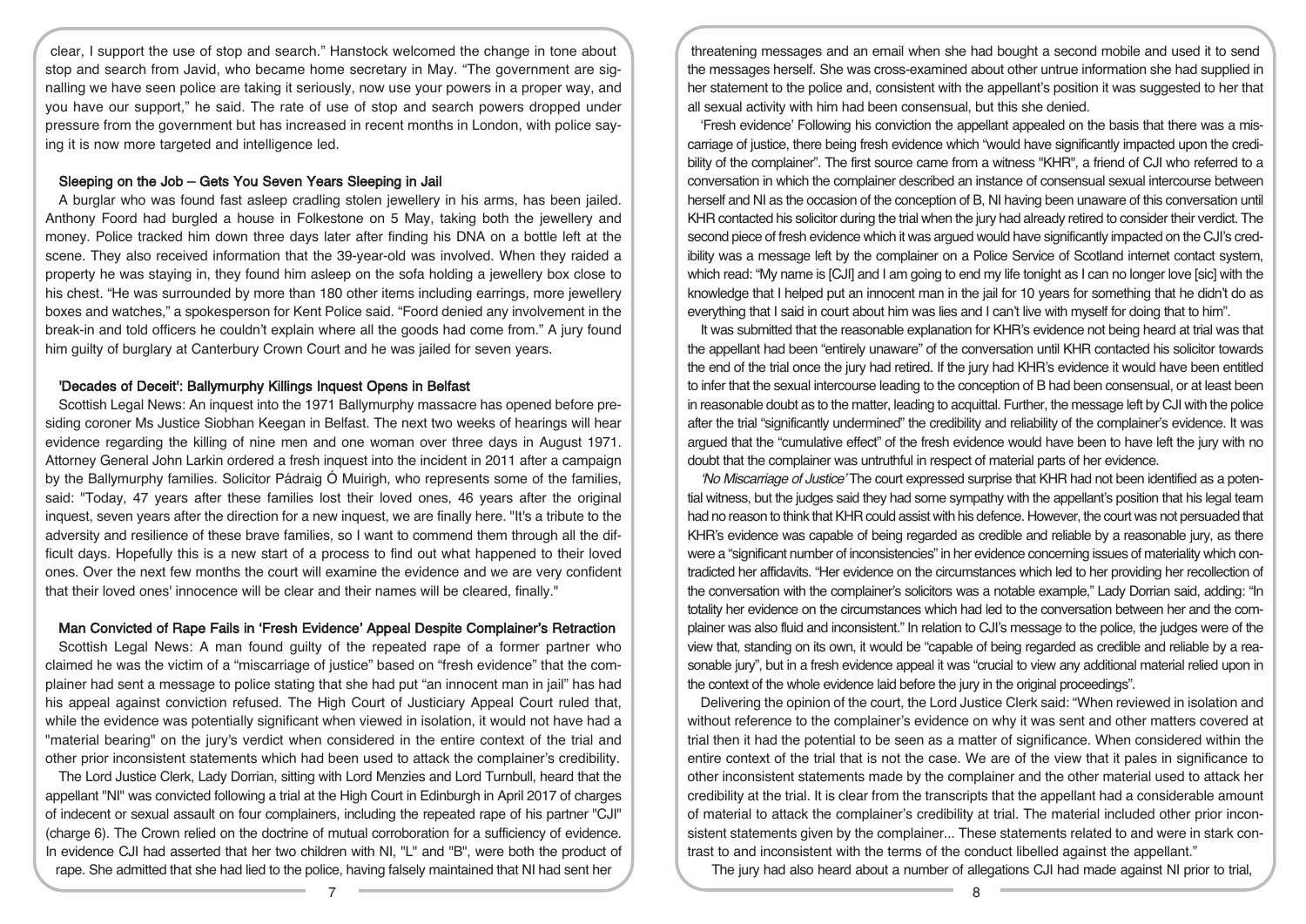clear, I support the use of stop and search." Hanstock welcomed the change in tone about stop and search from Javid, who became home secretary in May. "The government are signalling we have seen police are taking it seriously, now use your powers in a proper way, and you have our support," he said. The rate of use of stop and search powers dropped under pressure from the government but has increased in recent months in London, with police saying it is now more targeted and intelligence led.

### Sleeping on the Job – Gets You Seven Years Sleeping in Jail

A burglar who was found fast asleep cradling stolen jewellery in his arms, has been jailed. Anthony Foord had burgled a house in Folkestone on 5 May, taking both the jewellery and money. Police tracked him down three days later after finding his DNA on a bottle left at the scene. They also received information that the 39-year-old was involved. When they raided a property he was staying in, they found him asleep on the sofa holding a jewellery box close to his chest. "He was surrounded by more than 180 other items including earrings, more jewellery boxes and watches," a spokesperson for Kent Police said. "Foord denied any involvement in the break-in and told officers he couldn't explain where all the goods had come from." A jury found him guilty of burglary at Canterbury Crown Court and he was jailed for seven years.

### 'Decades of Deceit': Ballymurphy Killings Inquest Opens in Belfast

Scottish Legal News: An inquest into the 1971 Ballymurphy massacre has opened before presiding coroner Ms Justice Siobhan Keegan in Belfast. The next two weeks of hearings will hear evidence regarding the killing of nine men and one woman over three days in August 1971. Attorney General John Larkin ordered a fresh inquest into the incident in 2011 after a campaign by the Ballymurphy families. Solicitor Pádraig Ó Muirigh, who represents some of the families, said: "Today, 47 years after these families lost their loved ones, 46 years after the original inquest, seven years after the direction for a new inquest, we are finally here. "It's a tribute to the adversity and resilience of these brave families, so I want to commend them through all the difficult days. Hopefully this is a new start of a process to find out what happened to their loved ones. Over the next few months the court will examine the evidence and we are very confident that their loved ones' innocence will be clear and their names will be cleared, finally."

### Man Convicted of Rape Fails in 'Fresh Evidence' Appeal Despite Complainer's Retraction

Scottish Legal News: A man found guilty of the repeated rape of a former partner who claimed he was the victim of a "miscarriage of justice" based on "fresh evidence" that the complainer had sent a message to police stating that she had put "an innocent man in jail" has had his appeal against conviction refused. The High Court of Justiciary Appeal Court ruled that, while the evidence was potentially significant when viewed in isolation, it would not have had a "material bearing" on the jury's verdict when considered in the entire context of the trial and other prior inconsistent statements which had been used to attack the complainer's credibility.

The Lord Justice Clerk, Lady Dorrian, sitting with Lord Menzies and Lord Turnbull, heard that the appellant "NI" was convicted following a trial at the High Court in Edinburgh in April 2017 of charges of indecent or sexual assault on four complainers, including the repeated rape of his partner "CJI" (charge 6). The Crown relied on the doctrine of mutual corroboration for a sufficiency of evidence. In evidence CJI had asserted that her two children with NI, "L" and "B", were both the product of rape. She admitted that she had lied to the police, having falsely maintained that NI had sent her threatening messages and an email when she had bought a second mobile and used it to send the messages herself. She was cross-examined about other untrue information she had supplied in her statement to the police and, consistent with the appellant's position it was suggested to her that all sexual activity with him had been consensual, but this she denied.

'Fresh evidence' Following his conviction the appellant appealed on the basis that there was a miscarriage of justice, there being fresh evidence which "would have significantly impacted upon the credibility of the complainer". The first source came from a witness "KHR", a friend of CJI who referred to a conversation in which the complainer described an instance of consensual sexual intercourse between herself and NI as the occasion of the conception of B, NI having been unaware of this conversation until KHR contacted his solicitor during the trial when the jury had already retired to consider their verdict. The second piece of fresh evidence which it was argued would have significantly impacted on the CJI's credibility was a message left by the complainer on a Police Service of Scotland internet contact system, which read: "My name is [CJI] and I am going to end my life tonight as I can no longer love [sic] with the knowledge that I helped put an innocent man in the jail for 10 years for something that he didn't do as everything that I said in court about him was lies and I can't live with myself for doing that to him".

It was submitted that the reasonable explanation for KHR's evidence not being heard at trial was that the appellant had been "entirely unaware" of the conversation until KHR contacted his solicitor towards the end of the trial once the jury had retired. If the jury had KHR's evidence it would have been entitled to infer that the sexual intercourse leading to the conception of B had been consensual, or at least been in reasonable doubt as to the matter, leading to acquittal. Further, the message left by CJI with the police after the trial "significantly undermined" the credibility and reliability of the complainer's evidence. It was argued that the "cumulative effect" of the fresh evidence would have been to have left the jury with no doubt that the complainer was untruthful in respect of material parts of her evidence.

*'No Miscarriage of Justice'* The court expressed surprise that KHR had not been identified as a potential witness, but the judges said they had some sympathy with the appellant's position that his legal team had no reason to think that KHR could assist with his defence. However, the court was not persuaded that KHR's evidence was capable of being regarded as credible and reliable by a reasonable jury, as there were a "significant number of inconsistencies" in her evidence concerning issues of materiality which contradicted her affidavits. "Her evidence on the circumstances which led to her providing her recollection of the conversation with the complainer's solicitors was a notable example," Lady Dorrian said, adding: "In totality her evidence on the circumstances which had led to the conversation between her and the complainer was also fluid and inconsistent." In relation to CJI's message to the police, the judges were of the view that, standing on its own, it would be "capable of being regarded as credible and reliable by a reasonable jury", but in a fresh evidence appeal it was "crucial to view any additional material relied upon in the context of the whole evidence laid before the jury in the original proceedings".

Delivering the opinion of the court, the Lord Justice Clerk said: "When reviewed in isolation and without reference to the complainer's evidence on why it was sent and other matters covered at trial then it had the potential to be seen as a matter of significance. When considered within the entire context of the trial that is not the case. We are of the view that it pales in significance to other inconsistent statements made by the complainer and the other material used to attack her credibility at the trial. It is clear from the transcripts that the appellant had a considerable amount of material to attack the complainer's credibility at trial. The material included other prior inconsistent statements given by the complainer... These statements related to and were in stark contrast to and inconsistent with the terms of the conduct libelled against the appellant."

The jury had also heard about a number of allegations CJI had made against NI prior to trial,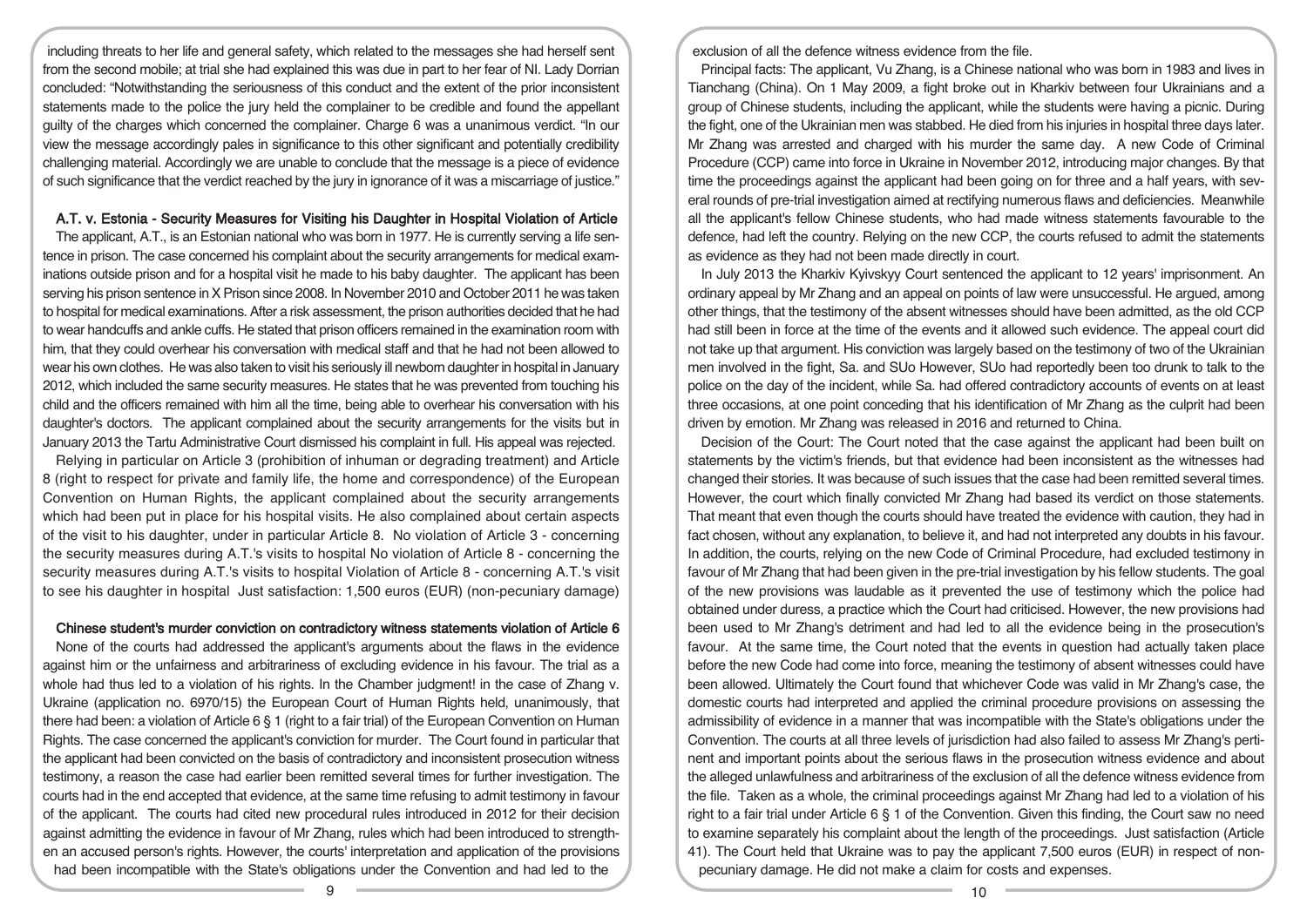including threats to her life and general safety, which related to the messages she had herself sent from the second mobile; at trial she had explained this was due in part to her fear of NI. Lady Dorrian concluded: "Notwithstanding the seriousness of this conduct and the extent of the prior inconsistent statements made to the police the jury held the complainer to be credible and found the appellant guilty of the charges which concerned the complainer. Charge 6 was a unanimous verdict. "In our view the message accordingly pales in significance to this other significant and potentially credibility challenging material. Accordingly we are unable to conclude that the message is a piece of evidence of such significance that the verdict reached by the jury in ignorance of it was a miscarriage of justice."

### A.T. v. Estonia - Security Measures for Visiting his Daughter in Hospital Violation of Article

The applicant, A.T., is an Estonian national who was born in 1977. He is currently serving a life sentence in prison. The case concerned his complaint about the security arrangements for medical examinations outside prison and for a hospital visit he made to his baby daughter. The applicant has been serving his prison sentence in X Prison since 2008. In November 2010 and October 2011 he was taken to hospital for medical examinations. After a risk assessment, the prison authorities decided that he had to wear handcuffs and ankle cuffs. He stated that prison officers remained in the examination room with him, that they could overhear his conversation with medical staff and that he had not been allowed to wear his own clothes. He was also taken to visit his seriously ill newborn daughter in hospital in January 2012, which included the same security measures. He states that he was prevented from touching his child and the officers remained with him all the time, being able to overhear his conversation with his daughter's doctors. The applicant complained about the security arrangements for the visits but in January 2013 the Tartu Administrative Court dismissed his complaint in full. His appeal was rejected.

Relying in particular on Article 3 (prohibition of inhuman or degrading treatment) and Article 8 (right to respect for private and family life, the home and correspondence) of the European Convention on Human Rights, the applicant complained about the security arrangements which had been put in place for his hospital visits. He also complained about certain aspects of the visit to his daughter, under in particular Article 8. No violation of Article 3 - concerning the security measures during A.T.'s visits to hospital No violation of Article 8 - concerning the security measures during A.T.'s visits to hospital Violation of Article 8 - concerning A.T.'s visit to see his daughter in hospital Just satisfaction: 1,500 euros (EUR) (non-pecuniary damage)

### Chinese student's murder conviction on contradictory witness statements violation of Article 6

None of the courts had addressed the applicant's arguments about the flaws in the evidence against him or the unfairness and arbitrariness of excluding evidence in his favour. The trial as a whole had thus led to a violation of his rights. In the Chamber judgment! in the case of Zhang v. Ukraine (application no. 6970/15) the European Court of Human Rights held, unanimously, that there had been: a violation of Article 6 § 1 (right to a fair trial) of the European Convention on Human Rights. The case concerned the applicant's conviction for murder. The Court found in particular that the applicant had been convicted on the basis of contradictory and inconsistent prosecution witness testimony, a reason the case had earlier been remitted several times for further investigation. The courts had in the end accepted that evidence, at the same time refusing to admit testimony in favour of the applicant. The courts had cited new procedural rules introduced in 2012 for their decision against admitting the evidence in favour of Mr Zhang, rules which had been introduced to strengthen an accused person's rights. However, the courts' interpretation and application of the provisions had been incompatible with the State's obligations under the Convention and had led to the exclusion of all the defence witness evidence from the file.

Principal facts: The applicant, Vu Zhang, is a Chinese national who was born in 1983 and lives in Tianchang (China). On 1 May 2009, a fight broke out in Kharkiv between four Ukrainians and a group of Chinese students, including the applicant, while the students were having a picnic. During the fight, one of the Ukrainian men was stabbed. He died from his injuries in hospital three days later. Mr Zhang was arrested and charged with his murder the same day. A new Code of Criminal Procedure (CCP) came into force in Ukraine in November 2012, introducing major changes. By that time the proceedings against the applicant had been going on for three and a half years, with several rounds of pre-trial investigation aimed at rectifying numerous flaws and deficiencies. Meanwhile all the applicant's fellow Chinese students, who had made witness statements favourable to the defence, had left the country. Relying on the new CCP, the courts refused to admit the statements as evidence as they had not been made directly in court.

In July 2013 the Kharkiv Kyivskyy Court sentenced the applicant to 12 years' imprisonment. An ordinary appeal by Mr Zhang and an appeal on points of law were unsuccessful. He argued, among other things, that the testimony of the absent witnesses should have been admitted, as the old CCP had still been in force at the time of the events and it allowed such evidence. The appeal court did not take up that argument. His conviction was largely based on the testimony of two of the Ukrainian men involved in the fight, Sa. and SUo However, SUo had reportedly been too drunk to talk to the police on the day of the incident, while Sa. had offered contradictory accounts of events on at least three occasions, at one point conceding that his identification of Mr Zhang as the culprit had been driven by emotion. Mr Zhang was released in 2016 and returned to China.

Decision of the Court: The Court noted that the case against the applicant had been built on statements by the victim's friends, but that evidence had been inconsistent as the witnesses had changed their stories. It was because of such issues that the case had been remitted several times. However, the court which finally convicted Mr Zhang had based its verdict on those statements. That meant that even though the courts should have treated the evidence with caution, they had in fact chosen, without any explanation, to believe it, and had not interpreted any doubts in his favour. In addition, the courts, relying on the new Code of Criminal Procedure, had excluded testimony in favour of Mr Zhang that had been given in the pre-trial investigation by his fellow students. The goal of the new provisions was laudable as it prevented the use of testimony which the police had obtained under duress, a practice which the Court had criticised. However, the new provisions had been used to Mr Zhang's detriment and had led to all the evidence being in the prosecution's favour. At the same time, the Court noted that the events in question had actually taken place before the new Code had come into force, meaning the testimony of absent witnesses could have been allowed. Ultimately the Court found that whichever Code was valid in Mr Zhang's case, the domestic courts had interpreted and applied the criminal procedure provisions on assessing the admissibility of evidence in a manner that was incompatible with the State's obligations under the Convention. The courts at all three levels of jurisdiction had also failed to assess Mr Zhang's pertinent and important points about the serious flaws in the prosecution witness evidence and about the alleged unlawfulness and arbitrariness of the exclusion of all the defence witness evidence from the file. Taken as a whole, the criminal proceedings against Mr Zhang had led to a violation of his right to a fair trial under Article 6 § 1 of the Convention. Given this finding, the Court saw no need to examine separately his complaint about the length of the proceedings. Just satisfaction (Article 41). The Court held that Ukraine was to pay the applicant 7,500 euros (EUR) in respect of non-pecuniary damage. He did not make a claim for costs and expenses.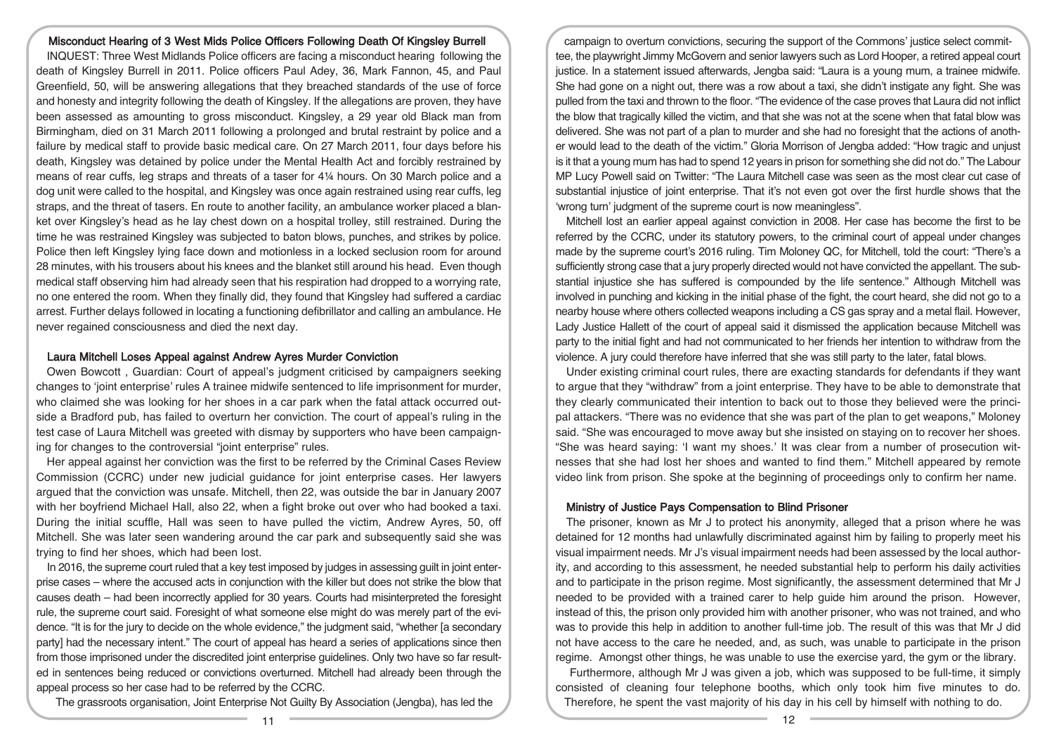### Misconduct Hearing of 3 West Mids Police Officers Following Death Of Kingsley Burrell

INQUEST: Three West Midlands Police officers are facing a misconduct hearing following the death of Kingsley Burrell in 2011. Police officers Paul Adey, 36, Mark Fannon, 45, and Paul Greenfield, 50, will be answering allegations that they breached standards of the use of force and honesty and integrity following the death of Kingsley. If the allegations are proven, they have been assessed as amounting to gross misconduct. Kingsley, a 29 year old Black man from Birmingham, died on 31 March 2011 following a prolonged and brutal restraint by police and a failure by medical staff to provide basic medical care. On 27 March 2011, four days before his death, Kingsley was detained by police under the Mental Health Act and forcibly restrained by means of rear cuffs, leg straps and threats of a taser for 4¼ hours. On 30 March police and a dog unit were called to the hospital, and Kingsley was once again restrained using rear cuffs, leg straps, and the threat of tasers. En route to another facility, an ambulance worker placed a blanket over Kingsley's head as he lay chest down on a hospital trolley, still restrained. During the time he was restrained Kingsley was subjected to baton blows, punches, and strikes by police. Police then left Kingsley lying face down and motionless in a locked seclusion room for around 28 minutes, with his trousers about his knees and the blanket still around his head. Even though medical staff observing him had already seen that his respiration had dropped to a worrying rate, no one entered the room. When they finally did, they found that Kingsley had suffered a cardiac arrest. Further delays followed in locating a functioning defibrillator and calling an ambulance. He never regained consciousness and died the next day.

### Laura Mitchell Loses Appeal against Andrew Ayres Murder Conviction

Owen Bowcott , Guardian: Court of appeal's judgment criticised by campaigners seeking changes to 'joint enterprise' rules A trainee midwife sentenced to life imprisonment for murder, who claimed she was looking for her shoes in a car park when the fatal attack occurred outside a Bradford pub, has failed to overturn her conviction. The court of appeal's ruling in the test case of Laura Mitchell was greeted with dismay by supporters who have been campaigning for changes to the controversial "joint enterprise" rules.

Her appeal against her conviction was the first to be referred by the Criminal Cases Review Commission (CCRC) under new judicial guidance for joint enterprise cases. Her lawyers argued that the conviction was unsafe. Mitchell, then 22, was outside the bar in January 2007 with her boyfriend Michael Hall, also 22, when a fight broke out over who had booked a taxi. During the initial scuffle, Hall was seen to have pulled the victim, Andrew Ayres, 50, off Mitchell. She was later seen wandering around the car park and subsequently said she was trying to find her shoes, which had been lost.

In 2016, the supreme court ruled that a key test imposed by judges in assessing guilt in joint enterprise cases – where the accused acts in conjunction with the killer but does not strike the blow that causes death – had been incorrectly applied for 30 years. Courts had misinterpreted the foresight rule, the supreme court said. Foresight of what someone else might do was merely part of the evidence. "It is for the jury to decide on the whole evidence," the judgment said, "whether [a secondary party] had the necessary intent." The court of appeal has heard a series of applications since then from those imprisoned under the discredited joint enterprise guidelines. Only two have so far resulted in sentences being reduced or convictions overturned. Mitchell had already been through the appeal process so her case had to be referred by the CCRC.

The grassroots organisation, Joint Enterprise Not Guilty By Association (Jengba), has led the campaign to overturn convictions, securing the support of the Commons' justice select committee, the playwright Jimmy McGovern and senior lawyers such as Lord Hooper, a retired appeal court justice. In a statement issued afterwards, Jengba said: "Laura is a young mum, a trainee midwife. She had gone on a night out, there was a row about a taxi, she didn't instigate any fight. She was pulled from the taxi and thrown to the floor. "The evidence of the case proves that Laura did not inflict the blow that tragically killed the victim, and that she was not at the scene when that fatal blow was delivered. She was not part of a plan to murder and she had no foresight that the actions of another would lead to the death of the victim." Gloria Morrison of Jengba added: "How tragic and unjust is it that a young mum has had to spend 12 years in prison for something she did not do." The Labour MP Lucy Powell said on Twitter: "The Laura Mitchell case was seen as the most clear cut case of substantial injustice of joint enterprise. That it's not even got over the first hurdle shows that the 'wrong turn' judgment of the supreme court is now meaningless".

Mitchell lost an earlier appeal against conviction in 2008. Her case has become the first to be referred by the CCRC, under its statutory powers, to the criminal court of appeal under changes made by the supreme court's 2016 ruling. Tim Moloney QC, for Mitchell, told the court: "There's a sufficiently strong case that a jury properly directed would not have convicted the appellant. The substantial injustice she has suffered is compounded by the life sentence." Although Mitchell was involved in punching and kicking in the initial phase of the fight, the court heard, she did not go to a nearby house where others collected weapons including a CS gas spray and a metal flail. However, Lady Justice Hallett of the court of appeal said it dismissed the application because Mitchell was party to the initial fight and had not communicated to her friends her intention to withdraw from the violence. A jury could therefore have inferred that she was still party to the later, fatal blows.

Under existing criminal court rules, there are exacting standards for defendants if they want to argue that they "withdraw" from a joint enterprise. They have to be able to demonstrate that they clearly communicated their intention to back out to those they believed were the principal attackers. "There was no evidence that she was part of the plan to get weapons," Moloney said. "She was encouraged to move away but she insisted on staying on to recover her shoes. "She was heard saying: 'I want my shoes.' It was clear from a number of prosecution witnesses that she had lost her shoes and wanted to find them." Mitchell appeared by remote video link from prison. She spoke at the beginning of proceedings only to confirm her name.

### Ministry of Justice Pays Compensation to Blind Prisoner

The prisoner, known as Mr J to protect his anonymity, alleged that a prison where he was detained for 12 months had unlawfully discriminated against him by failing to properly meet his visual impairment needs. Mr J's visual impairment needs had been assessed by the local authority, and according to this assessment, he needed substantial help to perform his daily activities and to participate in the prison regime. Most significantly, the assessment determined that Mr J needed to be provided with a trained carer to help guide him around the prison. However, instead of this, the prison only provided him with another prisoner, who was not trained, and who was to provide this help in addition to another full-time job. The result of this was that Mr J did not have access to the care he needed, and, as such, was unable to participate in the prison regime. Amongst other things, he was unable to use the exercise yard, the gym or the library.

Furthermore, although Mr J was given a job, which was supposed to be full-time, it simply consisted of cleaning four telephone booths, which only took him five minutes to do. Therefore, he spent the vast majority of his day in his cell by himself with nothing to do.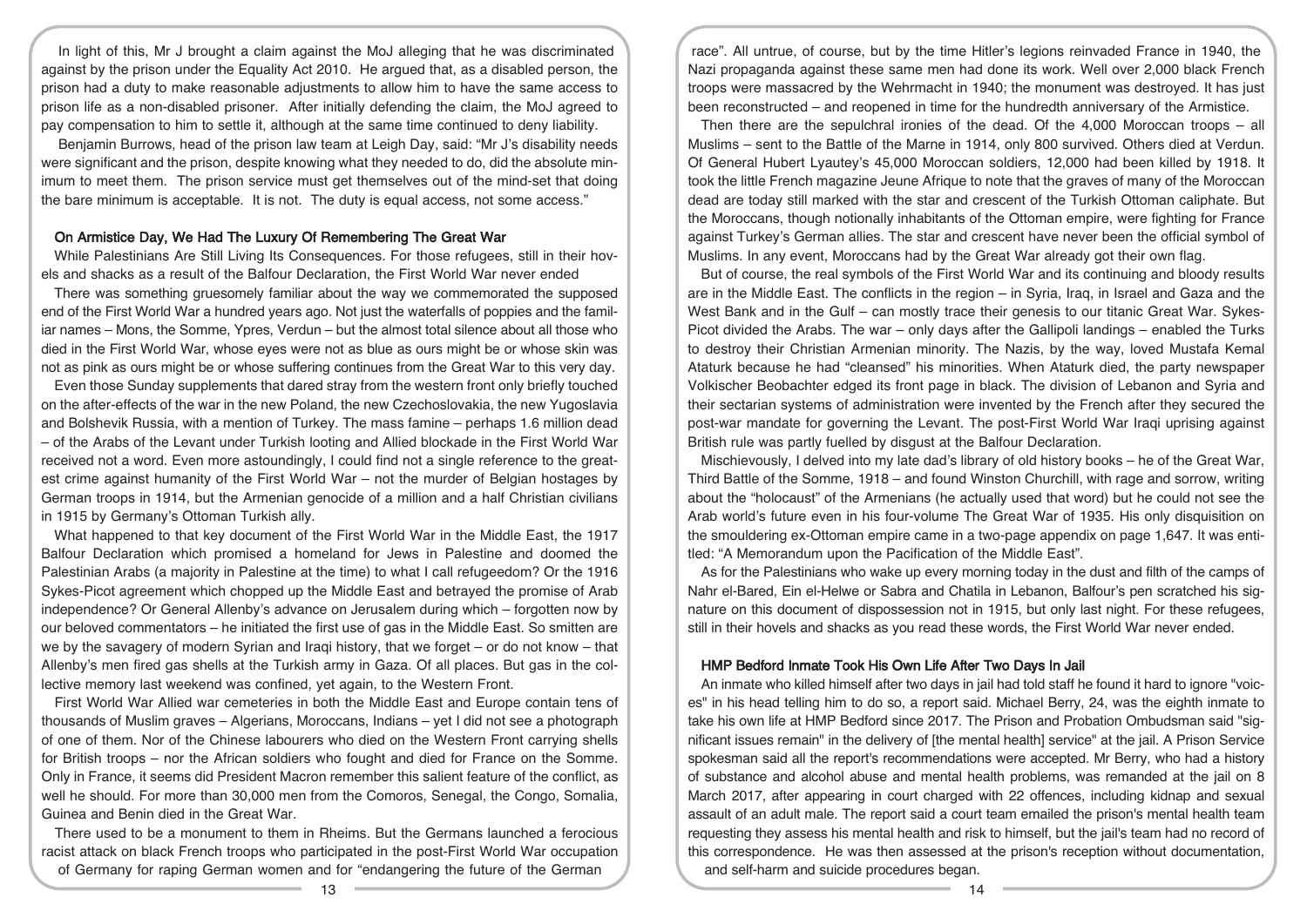In light of this, Mr J brought a claim against the MoJ alleging that he was discriminated against by the prison under the Equality Act 2010. He argued that, as a disabled person, the prison had a duty to make reasonable adjustments to allow him to have the same access to prison life as a non-disabled prisoner. After initially defending the claim, the MoJ agreed to pay compensation to him to settle it, although at the same time continued to deny liability.

Benjamin Burrows, head of the prison law team at Leigh Day, said: "Mr J's disability needs were significant and the prison, despite knowing what they needed to do, did the absolute minimum to meet them. The prison service must get themselves out of the mind-set that doing the bare minimum is acceptable. It is not. The duty is equal access, not some access."

### On Armistice Day, We Had The Luxury Of Remembering The Great War

While Palestinians Are Still Living Its Consequences. For those refugees, still in their hovels and shacks as a result of the Balfour Declaration, the First World War never ended

There was something gruesomely familiar about the way we commemorated the supposed end of the First World War a hundred years ago. Not just the waterfalls of poppies and the familiar names – Mons, the Somme, Ypres, Verdun – but the almost total silence about all those who died in the First World War, whose eyes were not as blue as ours might be or whose skin was not as pink as ours might be or whose suffering continues from the Great War to this very day.

Even those Sunday supplements that dared stray from the western front only briefly touched on the after-effects of the war in the new Poland, the new Czechoslovakia, the new Yugoslavia and Bolshevik Russia, with a mention of Turkey. The mass famine – perhaps 1.6 million dead – of the Arabs of the Levant under Turkish looting and Allied blockade in the First World War received not a word. Even more astoundingly, I could find not a single reference to the greatest crime against humanity of the First World War – not the murder of Belgian hostages by German troops in 1914, but the Armenian genocide of a million and a half Christian civilians in 1915 by Germany's Ottoman Turkish ally.

What happened to that key document of the First World War in the Middle East, the 1917 Balfour Declaration which promised a homeland for Jews in Palestine and doomed the Palestinian Arabs (a majority in Palestine at the time) to what I call refugeedom? Or the 1916 Sykes-Picot agreement which chopped up the Middle East and betrayed the promise of Arab independence? Or General Allenby's advance on Jerusalem during which – forgotten now by our beloved commentators – he initiated the first use of gas in the Middle East. So smitten are we by the savagery of modern Syrian and Iraqi history, that we forget – or do not know – that Allenby's men fired gas shells at the Turkish army in Gaza. Of all places. But gas in the collective memory last weekend was confined, yet again, to the Western Front.

First World War Allied war cemeteries in both the Middle East and Europe contain tens of thousands of Muslim graves – Algerians, Moroccans, Indians – yet I did not see a photograph of one of them. Nor of the Chinese labourers who died on the Western Front carrying shells for British troops – nor the African soldiers who fought and died for France on the Somme. Only in France, it seems did President Macron remember this salient feature of the conflict, as well he should. For more than 30,000 men from the Comoros, Senegal, the Congo, Somalia, Guinea and Benin died in the Great War.

There used to be a monument to them in Rheims. But the Germans launched a ferocious racist attack on black French troops who participated in the post-First World War occupation of Germany for raping German women and for "endangering the future of the German race". All untrue, of course, but by the time Hitler's legions reinvaded France in 1940, the Nazi propaganda against these same men had done its work. Well over 2,000 black French troops were massacred by the Wehrmacht in 1940; the monument was destroyed. It has just been reconstructed – and reopened in time for the hundredth anniversary of the Armistice.

Then there are the sepulchral ironies of the dead. Of the 4,000 Moroccan troops – all Muslims – sent to the Battle of the Marne in 1914, only 800 survived. Others died at Verdun. Of General Hubert Lyautey's 45,000 Moroccan soldiers, 12,000 had been killed by 1918. It took the little French magazine Jeune Afrique to note that the graves of many of the Moroccan dead are today still marked with the star and crescent of the Turkish Ottoman caliphate. But the Moroccans, though notionally inhabitants of the Ottoman empire, were fighting for France against Turkey's German allies. The star and crescent have never been the official symbol of Muslims. In any event, Moroccans had by the Great War already got their own flag.

But of course, the real symbols of the First World War and its continuing and bloody results are in the Middle East. The conflicts in the region – in Syria, Iraq, in Israel and Gaza and the West Bank and in the Gulf – can mostly trace their genesis to our titanic Great War. Sykes-Picot divided the Arabs. The war – only days after the Gallipoli landings – enabled the Turks to destroy their Christian Armenian minority. The Nazis, by the way, loved Mustafa Kemal Ataturk because he had "cleansed" his minorities. When Ataturk died, the party newspaper Volkischer Beobachter edged its front page in black. The division of Lebanon and Syria and their sectarian systems of administration were invented by the French after they secured the post-war mandate for governing the Levant. The post-First World War Iraqi uprising against British rule was partly fuelled by disgust at the Balfour Declaration.

Mischievously, I delved into my late dad's library of old history books – he of the Great War, Third Battle of the Somme, 1918 – and found Winston Churchill, with rage and sorrow, writing about the "holocaust" of the Armenians (he actually used that word) but he could not see the Arab world's future even in his four-volume The Great War of 1935. His only disquisition on the smouldering ex-Ottoman empire came in a two-page appendix on page 1,647. It was entitled: "A Memorandum upon the Pacification of the Middle East".

As for the Palestinians who wake up every morning today in the dust and filth of the camps of Nahr el-Bared, Ein el-Helwe or Sabra and Chatila in Lebanon, Balfour's pen scratched his signature on this document of dispossession not in 1915, but only last night. For these refugees, still in their hovels and shacks as you read these words, the First World War never ended.

### HMP Bedford Inmate Took His Own Life After Two Days In Jail

An inmate who killed himself after two days in jail had told staff he found it hard to ignore "voices" in his head telling him to do so, a report said. Michael Berry, 24, was the eighth inmate to take his own life at HMP Bedford since 2017. The Prison and Probation Ombudsman said "significant issues remain" in the delivery of [the mental health] service" at the jail. A Prison Service spokesman said all the report's recommendations were accepted. Mr Berry, who had a history of substance and alcohol abuse and mental health problems, was remanded at the jail on 8 March 2017, after appearing in court charged with 22 offences, including kidnap and sexual assault of an adult male. The report said a court team emailed the prison's mental health team requesting they assess his mental health and risk to himself, but the jail's team had no record of this correspondence. He was then assessed at the prison's reception without documentation, and self-harm and suicide procedures began.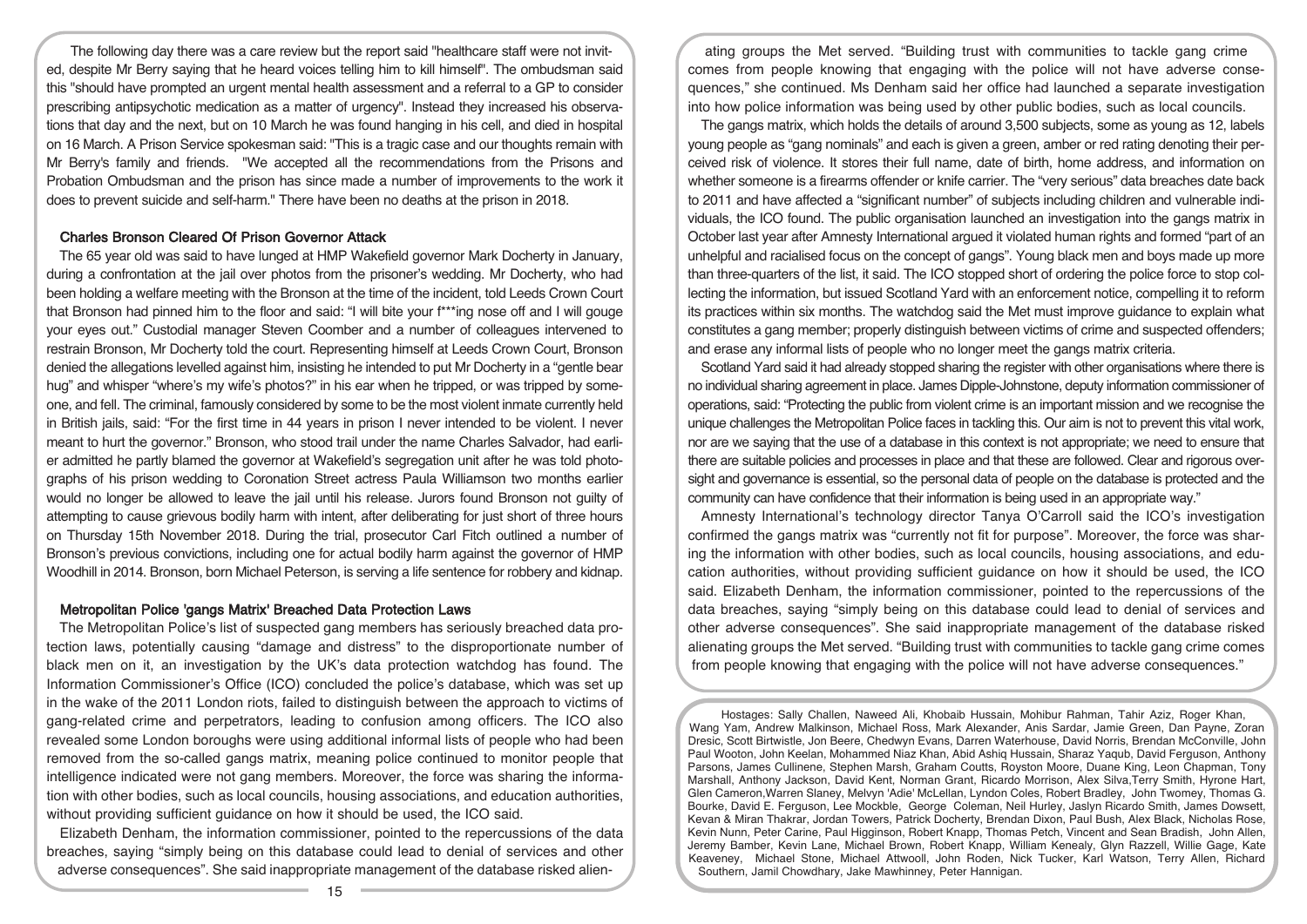The following day there was a care review but the report said "healthcare staff were not invited, despite Mr Berry saying that he heard voices telling him to kill himself". The ombudsman said this "should have prompted an urgent mental health assessment and a referral to a GP to consider prescribing antipsychotic medication as a matter of urgency". Instead they increased his observations that day and the next, but on 10 March he was found hanging in his cell, and died in hospital on 16 March. A Prison Service spokesman said: "This is a tragic case and our thoughts remain with Mr Berry's family and friends. "We accepted all the recommendations from the Prisons and Probation Ombudsman and the prison has since made a number of improvements to the work it does to prevent suicide and self-harm." There have been no deaths at the prison in 2018.

### Charles Bronson Cleared Of Prison Governor Attack

The 65 year old was said to have lunged at HMP Wakefield governor Mark Docherty in January, during a confrontation at the jail over photos from the prisoner's wedding. Mr Docherty, who had been holding a welfare meeting with the Bronson at the time of the incident, told Leeds Crown Court that Bronson had pinned him to the floor and said: "I will bite your f***ing nose off and I will gouge your eyes out." Custodial manager Steven Coomber and a number of colleagues intervened to restrain Bronson, Mr Docherty told the court. Representing himself at Leeds Crown Court, Bronson denied the allegations levelled against him, insisting he intended to put Mr Docherty in a "gentle bear hug" and whisper "where's my wife's photos?" in his ear when he tripped, or was tripped by someone, and fell. The criminal, famously considered by some to be the most violent inmate currently held in British jails, said: "For the first time in 44 years in prison I never intended to be violent. I never meant to hurt the governor." Bronson, who stood trail under the name Charles Salvador, had earlier admitted he partly blamed the governor at Wakefield's segregation unit after he was told photographs of his prison wedding to Coronation Street actress Paula Williamson two months earlier would no longer be allowed to leave the jail until his release. Jurors found Bronson not guilty of attempting to cause grievous bodily harm with intent, after deliberating for just short of three hours on Thursday 15th November 2018. During the trial, prosecutor Carl Fitch outlined a number of Bronson's previous convictions, including one for actual bodily harm against the governor of HMP Woodhill in 2014. Bronson, born Michael Peterson, is serving a life sentence for robbery and kidnap.

### Metropolitan Police 'gangs Matrix' Breached Data Protection Laws

The Metropolitan Police's list of suspected gang members has seriously breached data protection laws, potentially causing "damage and distress" to the disproportionate number of black men on it, an investigation by the UK's data protection watchdog has found. The Information Commissioner's Office (ICO) concluded the police's database, which was set up in the wake of the 2011 London riots, failed to distinguish between the approach to victims of gang-related crime and perpetrators, leading to confusion among officers. The ICO also revealed some London boroughs were using additional informal lists of people who had been removed from the so-called gangs matrix, meaning police continued to monitor people that intelligence indicated were not gang members. Moreover, the force was sharing the information with other bodies, such as local councils, housing associations, and education authorities, without providing sufficient guidance on how it should be used, the ICO said.

Elizabeth Denham, the information commissioner, pointed to the repercussions of the data breaches, saying "simply being on this database could lead to denial of services and other adverse consequences". She said inappropriate management of the database risked alienating groups the Met served. "Building trust with communities to tackle gang crime comes from people knowing that engaging with the police will not have adverse consequences," she continued. Ms Denham said her office had launched a separate investigation into how police information was being used by other public bodies, such as local councils.

The gangs matrix, which holds the details of around 3,500 subjects, some as young as 12, labels young people as "gang nominals" and each is given a green, amber or red rating denoting their perceived risk of violence. It stores their full name, date of birth, home address, and information on whether someone is a firearms offender or knife carrier. The "very serious" data breaches date back to 2011 and have affected a "significant number" of subjects including children and vulnerable individuals, the ICO found. The public organisation launched an investigation into the gangs matrix in October last year after Amnesty International argued it violated human rights and formed "part of an unhelpful and racialised focus on the concept of gangs". Young black men and boys made up more than three-quarters of the list, it said. The ICO stopped short of ordering the police force to stop collecting the information, but issued Scotland Yard with an enforcement notice, compelling it to reform its practices within six months. The watchdog said the Met must improve guidance to explain what constitutes a gang member; properly distinguish between victims of crime and suspected offenders; and erase any informal lists of people who no longer meet the gangs matrix criteria.

Scotland Yard said it had already stopped sharing the register with other organisations where there is no individual sharing agreement in place. James Dipple-Johnstone, deputy information commissioner of operations, said: "Protecting the public from violent crime is an important mission and we recognise the unique challenges the Metropolitan Police faces in tackling this. Our aim is not to prevent this vital work, nor are we saying that the use of a database in this context is not appropriate; we need to ensure that there are suitable policies and processes in place and that these are followed. Clear and rigorous oversight and governance is essential, so the personal data of people on the database is protected and the community can have confidence that their information is being used in an appropriate way."

Amnesty International's technology director Tanya O'Carroll said the ICO's investigation confirmed the gangs matrix was "currently not fit for purpose". Moreover, the force was sharing the information with other bodies, such as local councils, housing associations, and education authorities, without providing sufficient guidance on how it should be used, the ICO said. Elizabeth Denham, the information commissioner, pointed to the repercussions of the data breaches, saying "simply being on this database could lead to denial of services and other adverse consequences". She said inappropriate management of the database risked alienating groups the Met served. "Building trust with communities to tackle gang crime comes from people knowing that engaging with the police will not have adverse consequences."

Hostages: Sally Challen, Naweed Ali, Khobaib Hussain, Mohibur Rahman, Tahir Aziz, Roger Khan, Wang Yam, Andrew Malkinson, Michael Ross, Mark Alexander, Anis Sardar, Jamie Green, Dan Payne, Zoran Dresic, Scott Birtwistle, Jon Beere, Chedwyn Evans, Darren Waterhouse, David Norris, Brendan McConville, John Paul Wooton, John Keelan, Mohammed Niaz Khan, Abid Ashiq Hussain, Sharaz Yaqub, David Ferguson, Anthony Parsons, James Cullinene, Stephen Marsh, Graham Coutts, Royston Moore, Duane King, Leon Chapman, Tony Marshall, Anthony Jackson, David Kent, Norman Grant, Ricardo Morrison, Alex Silva,Terry Smith, Hyrone Hart, Glen Cameron,Warren Slaney, Melvyn 'Adie' McLellan, Lyndon Coles, Robert Bradley, John Twomey, Thomas G. Bourke, David E. Ferguson, Lee Mockble, George Coleman, Neil Hurley, Jaslyn Ricardo Smith, James Dowsett, Kevan & Miran Thakrar, Jordan Towers, Patrick Docherty, Brendan Dixon, Paul Bush, Alex Black, Nicholas Rose, Kevin Nunn, Peter Carine, Paul Higginson, Robert Knapp, Thomas Petch, Vincent and Sean Bradish, John Allen, Jeremy Bamber, Kevin Lane, Michael Brown, Robert Knapp, William Kenealy, Glyn Razzell, Willie Gage, Kate Keaveney, Michael Stone, Michael Attwooll, John Roden, Nick Tucker, Karl Watson, Terry Allen, Richard Southern, Jamil Chowdhary, Jake Mawhinney, Peter Hannigan.